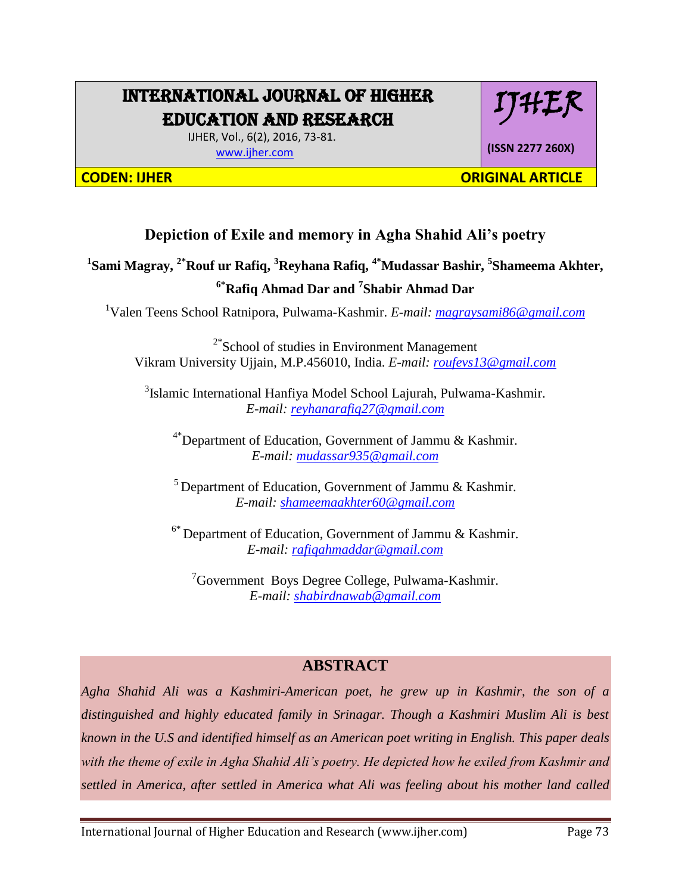# INTERNATIONAL JOURNAL OF HIGHER EDUCATION AND RESEARCH

IJHER, Vol., 6(2), 2016, 73-81.
www.ijher.com

**IJHER**

**(ISSN 2277 260X)**

**CODEN: IJHER** **ORIGINAL ARTICLE**

## Depiction of Exile and memory in Agha Shahid Ali's poetry

**[1]Sami Magray, [2*]Rouf ur Rafiq, [3]Reyhana Rafiq, [4*]Mudassar Bashir, [5]Shameema Akhter, [6*]Rafiq Ahmad Dar and [7]Shabir Ahmad Dar**

[1]Valen Teens School Ratnipora, Pulwama-Kashmir. *E-mail: magraysami86@gmail.com*

[2*]School of studies in Environment Management
Vikram University Ujjain, M.P.456010, India. *E-mail: roufevs13@gmail.com*

[3]Islamic International Hanfiya Model School Lajurah, Pulwama-Kashmir.
*E-mail: reyhanarafiq27@gmail.com*

[4*]Department of Education, Government of Jammu & Kashmir.
*E-mail: mudassar935@gmail.com*

[5]Department of Education, Government of Jammu & Kashmir.
*E-mail: shameemaakhter60@gmail.com*

[6*]Department of Education, Government of Jammu & Kashmir.
*E-mail: rafiqahmaddar@gmail.com*

[7]Government Boys Degree College, Pulwama-Kashmir.
*E-mail: shabirdnawab@gmail.com*

## ABSTRACT

*Agha Shahid Ali was a Kashmiri-American poet, he grew up in Kashmir, the son of a distinguished and highly educated family in Srinagar. Though a Kashmiri Muslim Ali is best known in the U.S and identified himself as an American poet writing in English. This paper deals with the theme of exile in Agha Shahid Ali's poetry. He depicted how he exiled from Kashmir and settled in America, after settled in America what Ali was feeling about his mother land called*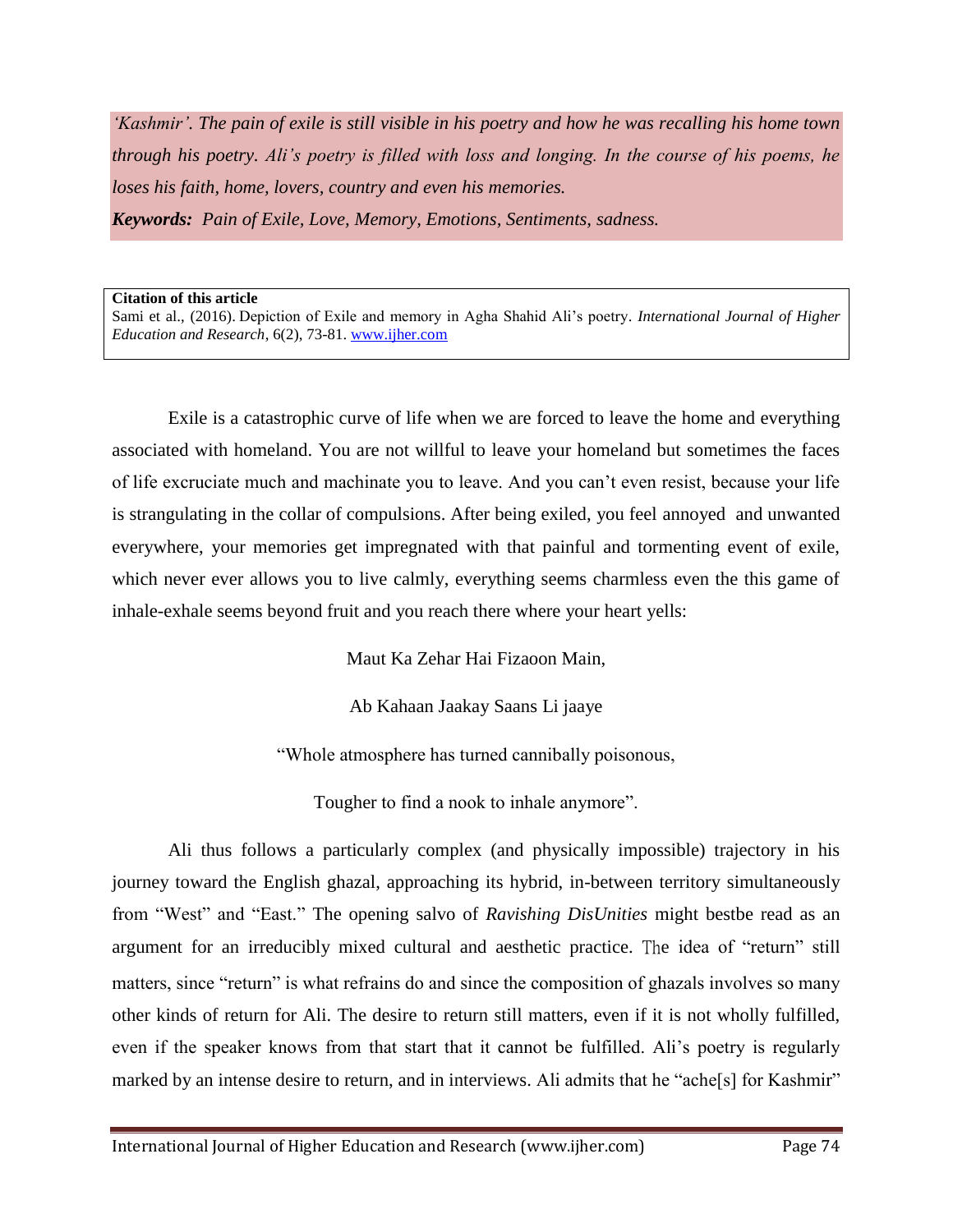*'Kashmir'. The pain of exile is still visible in his poetry and how he was recalling his home town through his poetry. Ali's poetry is filled with loss and longing. In the course of his poems, he loses his faith, home, lovers, country and even his memories.*

***Keywords:*** *Pain of Exile, Love, Memory, Emotions, Sentiments, sadness.*

**Citation of this article**
Sami et al., (2016). Depiction of Exile and memory in Agha Shahid Ali's poetry. *International Journal of Higher Education and Research*, 6(2), 73-81. www.ijher.com

Exile is a catastrophic curve of life when we are forced to leave the home and everything associated with homeland. You are not willful to leave your homeland but sometimes the faces of life excruciate much and machinate you to leave. And you can't even resist, because your life is strangulating in the collar of compulsions. After being exiled, you feel annoyed and unwanted everywhere, your memories get impregnated with that painful and tormenting event of exile, which never ever allows you to live calmly, everything seems charmless even the this game of inhale-exhale seems beyond fruit and you reach there where your heart yells:

Maut Ka Zehar Hai Fizaoon Main,

Ab Kahaan Jaakay Saans Li jaaye

"Whole atmosphere has turned cannibally poisonous,

Tougher to find a nook to inhale anymore".

Ali thus follows a particularly complex (and physically impossible) trajectory in his journey toward the English ghazal, approaching its hybrid, in-between territory simultaneously from "West" and "East." The opening salvo of *Ravishing DisUnities* might bestbe read as an argument for an irreducibly mixed cultural and aesthetic practice. The idea of "return" still matters, since "return" is what refrains do and since the composition of ghazals involves so many other kinds of return for Ali. The desire to return still matters, even if it is not wholly fulfilled, even if the speaker knows from that start that it cannot be fulfilled. Ali's poetry is regularly marked by an intense desire to return, and in interviews. Ali admits that he "ache[s] for Kashmir"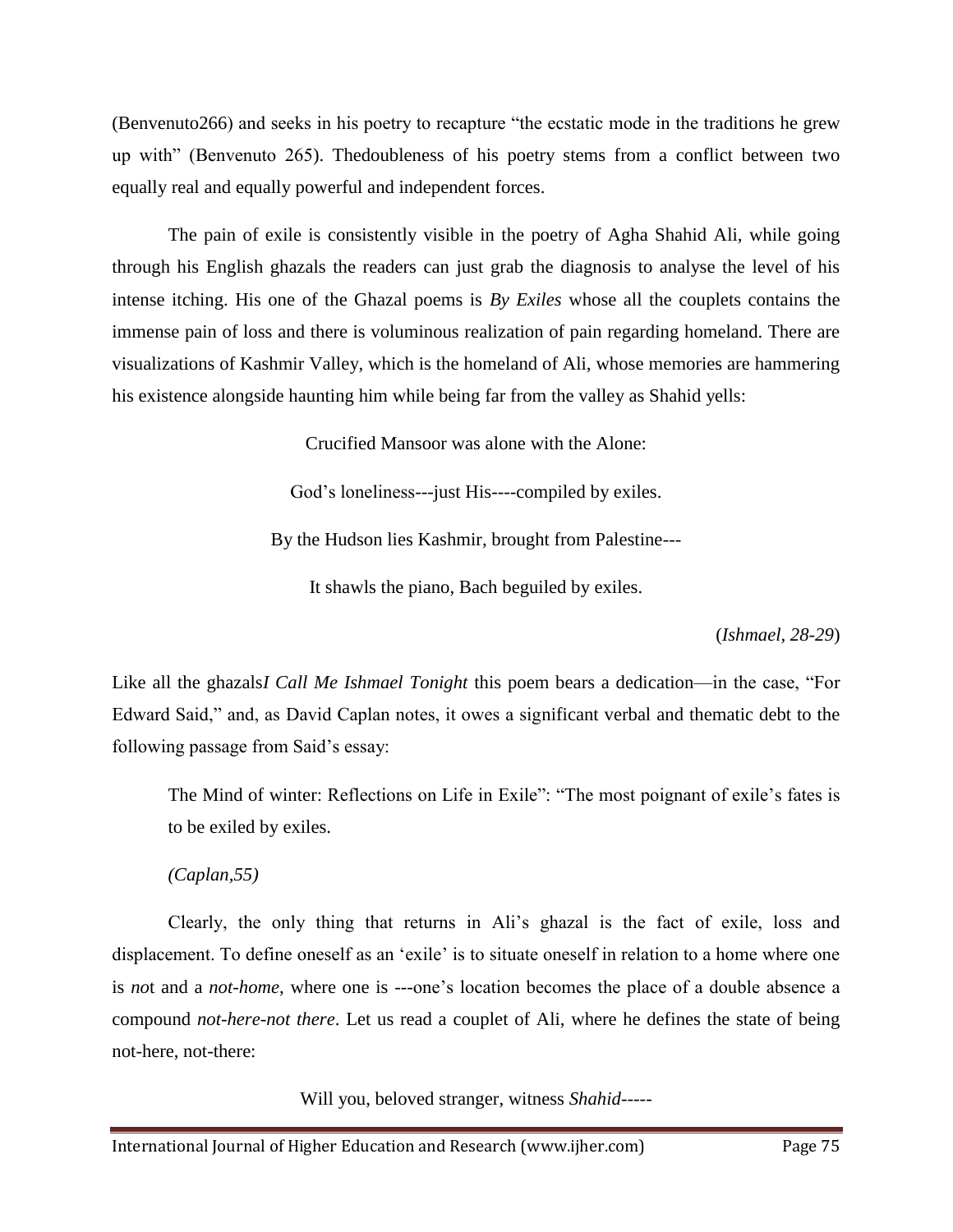(Benvenuto266) and seeks in his poetry to recapture "the ecstatic mode in the traditions he grew up with" (Benvenuto 265). Thedoubleness of his poetry stems from a conflict between two equally real and equally powerful and independent forces.

The pain of exile is consistently visible in the poetry of Agha Shahid Ali, while going through his English ghazals the readers can just grab the diagnosis to analyse the level of his intense itching. His one of the Ghazal poems is *By Exiles* whose all the couplets contains the immense pain of loss and there is voluminous realization of pain regarding homeland. There are visualizations of Kashmir Valley, which is the homeland of Ali, whose memories are hammering his existence alongside haunting him while being far from the valley as Shahid yells:

Crucified Mansoor was alone with the Alone:

God's loneliness---just His----compiled by exiles.

By the Hudson lies Kashmir, brought from Palestine---

It shawls the piano, Bach beguiled by exiles.

(*Ishmael, 28-29*)

Like all the ghazals*I Call Me Ishmael Tonight* this poem bears a dedication—in the case, "For Edward Said," and, as David Caplan notes, it owes a significant verbal and thematic debt to the following passage from Said's essay:

> The Mind of winter: Reflections on Life in Exile": "The most poignant of exile's fates is to be exiled by exiles.
>
> *(Caplan,55)*

Clearly, the only thing that returns in Ali's ghazal is the fact of exile, loss and displacement. To define oneself as an 'exile' is to situate oneself in relation to a home where one is *no*t and a *not-home*, where one is ---one's location becomes the place of a double absence a compound *not-here-not there*. Let us read a couplet of Ali, where he defines the state of being not-here, not-there:

Will you, beloved stranger, witness *Shahid*-----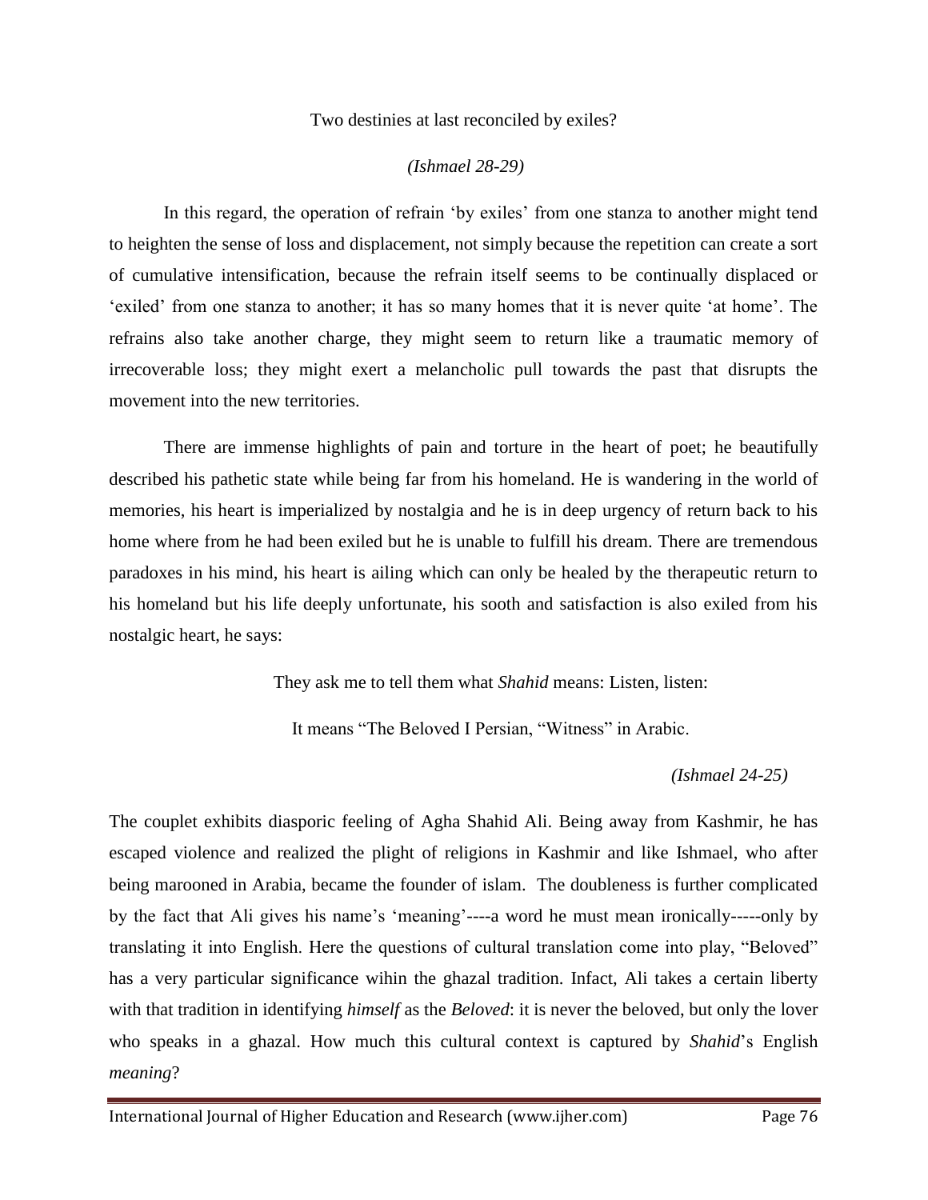Two destinies at last reconciled by exiles?

*(Ishmael 28-29)*

In this regard, the operation of refrain 'by exiles' from one stanza to another might tend to heighten the sense of loss and displacement, not simply because the repetition can create a sort of cumulative intensification, because the refrain itself seems to be continually displaced or 'exiled' from one stanza to another; it has so many homes that it is never quite 'at home'. The refrains also take another charge, they might seem to return like a traumatic memory of irrecoverable loss; they might exert a melancholic pull towards the past that disrupts the movement into the new territories.

There are immense highlights of pain and torture in the heart of poet; he beautifully described his pathetic state while being far from his homeland. He is wandering in the world of memories, his heart is imperialized by nostalgia and he is in deep urgency of return back to his home where from he had been exiled but he is unable to fulfill his dream. There are tremendous paradoxes in his mind, his heart is ailing which can only be healed by the therapeutic return to his homeland but his life deeply unfortunate, his sooth and satisfaction is also exiled from his nostalgic heart, he says:

They ask me to tell them what *Shahid* means: Listen, listen:

It means "The Beloved I Persian, "Witness" in Arabic.

*(Ishmael 24-25)*

The couplet exhibits diasporic feeling of Agha Shahid Ali. Being away from Kashmir, he has escaped violence and realized the plight of religions in Kashmir and like Ishmael, who after being marooned in Arabia, became the founder of islam. The doubleness is further complicated by the fact that Ali gives his name's 'meaning'----a word he must mean ironically-----only by translating it into English. Here the questions of cultural translation come into play, "Beloved" has a very particular significance wihin the ghazal tradition. Infact, Ali takes a certain liberty with that tradition in identifying *himself* as the *Beloved*: it is never the beloved, but only the lover who speaks in a ghazal. How much this cultural context is captured by *Shahid*'s English *meaning*?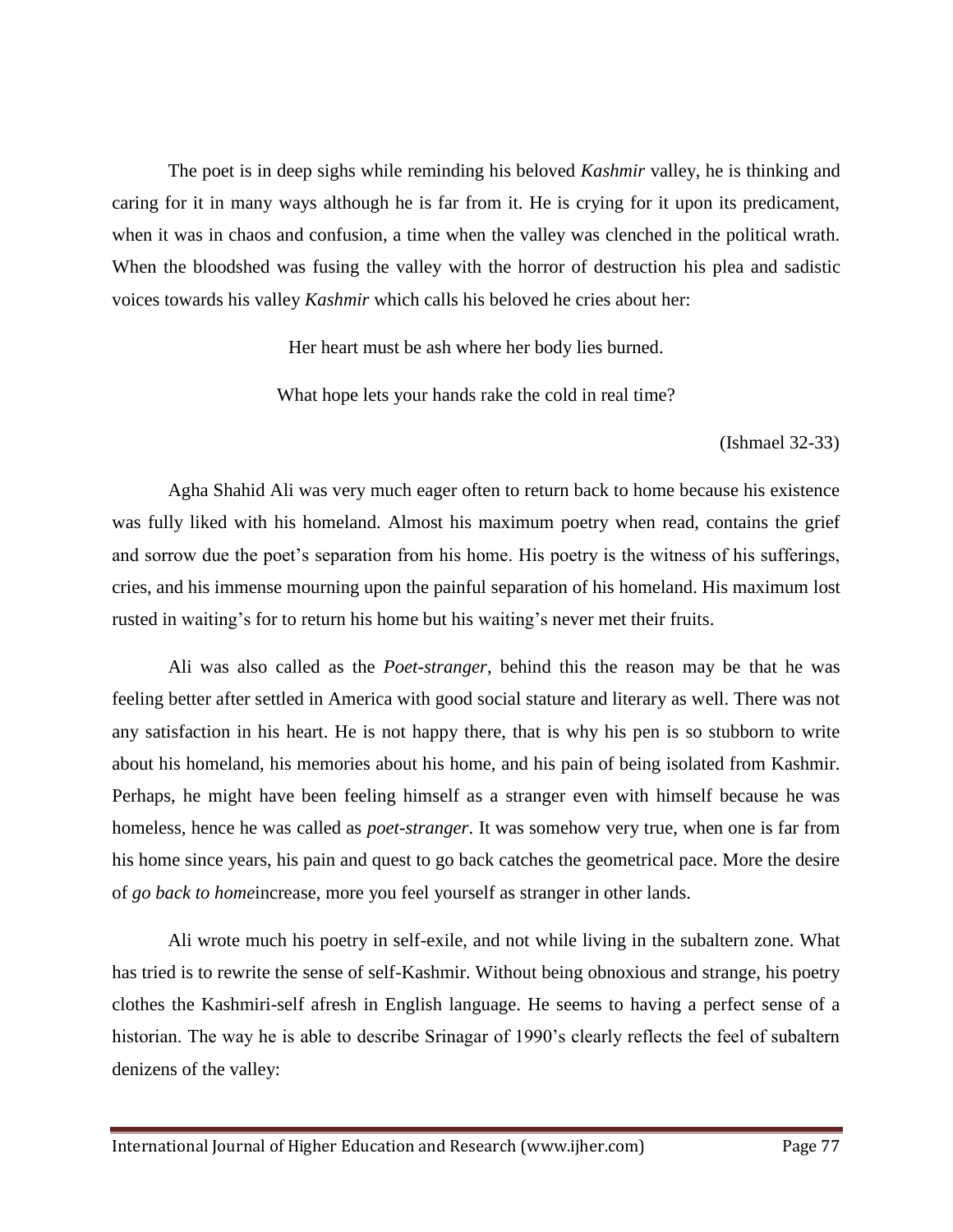The poet is in deep sighs while reminding his beloved *Kashmir* valley, he is thinking and caring for it in many ways although he is far from it. He is crying for it upon its predicament, when it was in chaos and confusion, a time when the valley was clenched in the political wrath. When the bloodshed was fusing the valley with the horror of destruction his plea and sadistic voices towards his valley *Kashmir* which calls his beloved he cries about her:

> Her heart must be ash where her body lies burned.
>
> What hope lets your hands rake the cold in real time?
>
> (Ishmael 32-33)

Agha Shahid Ali was very much eager often to return back to home because his existence was fully liked with his homeland. Almost his maximum poetry when read, contains the grief and sorrow due the poet's separation from his home. His poetry is the witness of his sufferings, cries, and his immense mourning upon the painful separation of his homeland. His maximum lost rusted in waiting's for to return his home but his waiting's never met their fruits.

Ali was also called as the *Poet-stranger*, behind this the reason may be that he was feeling better after settled in America with good social stature and literary as well. There was not any satisfaction in his heart. He is not happy there, that is why his pen is so stubborn to write about his homeland, his memories about his home, and his pain of being isolated from Kashmir. Perhaps, he might have been feeling himself as a stranger even with himself because he was homeless, hence he was called as *poet-stranger*. It was somehow very true, when one is far from his home since years, his pain and quest to go back catches the geometrical pace. More the desire of *go back to home*increase, more you feel yourself as stranger in other lands.

Ali wrote much his poetry in self-exile, and not while living in the subaltern zone. What has tried is to rewrite the sense of self-Kashmir. Without being obnoxious and strange, his poetry clothes the Kashmiri-self afresh in English language. He seems to having a perfect sense of a historian. The way he is able to describe Srinagar of 1990's clearly reflects the feel of subaltern denizens of the valley: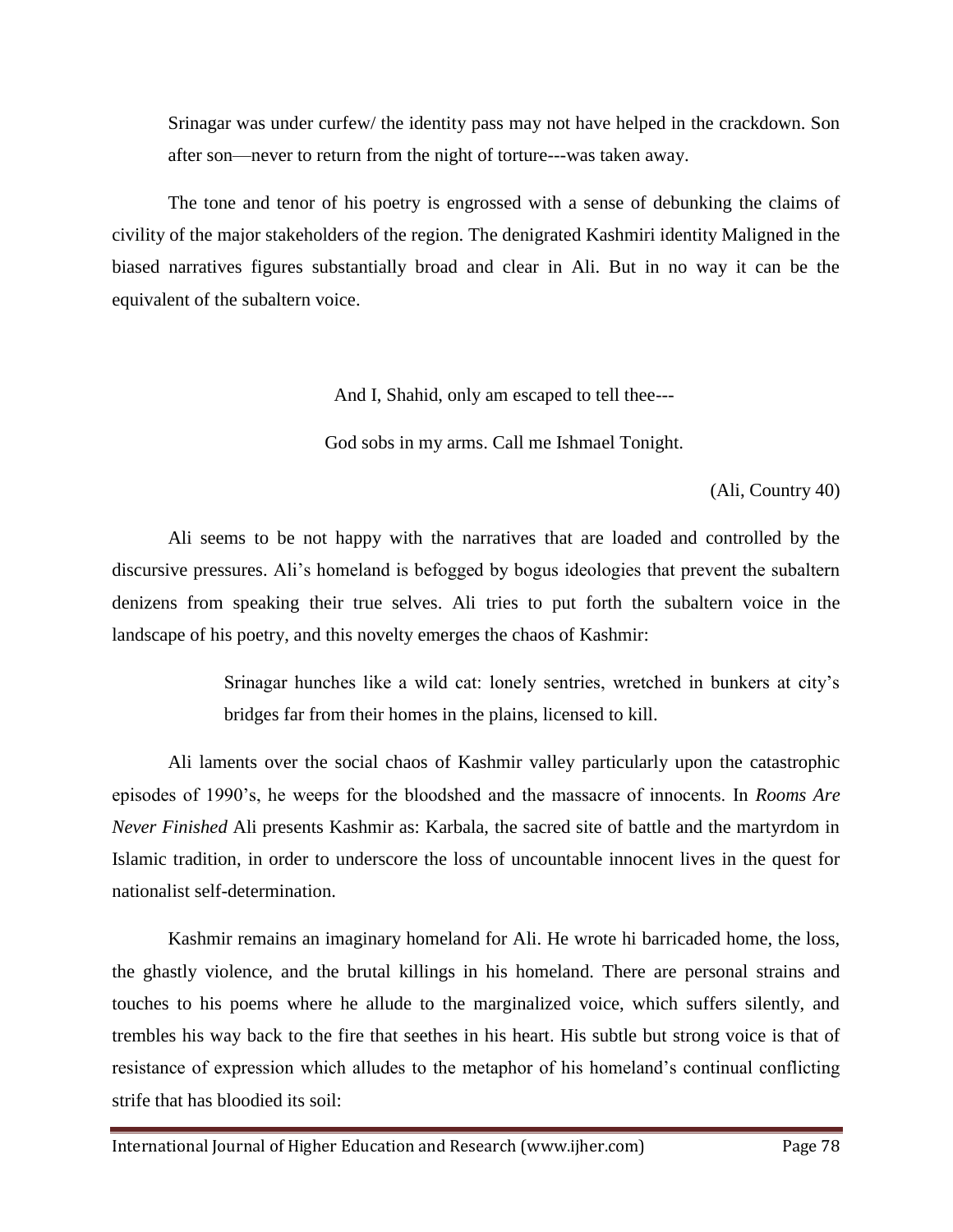Srinagar was under curfew/ the identity pass may not have helped in the crackdown. Son after son—never to return from the night of torture---was taken away.

The tone and tenor of his poetry is engrossed with a sense of debunking the claims of civility of the major stakeholders of the region. The denigrated Kashmiri identity Maligned in the biased narratives figures substantially broad and clear in Ali. But in no way it can be the equivalent of the subaltern voice.

And I, Shahid, only am escaped to tell thee---

God sobs in my arms. Call me Ishmael Tonight.

(Ali, Country 40)

Ali seems to be not happy with the narratives that are loaded and controlled by the discursive pressures. Ali's homeland is befogged by bogus ideologies that prevent the subaltern denizens from speaking their true selves. Ali tries to put forth the subaltern voice in the landscape of his poetry, and this novelty emerges the chaos of Kashmir:

> Srinagar hunches like a wild cat: lonely sentries, wretched in bunkers at city's bridges far from their homes in the plains, licensed to kill.

Ali laments over the social chaos of Kashmir valley particularly upon the catastrophic episodes of 1990's, he weeps for the bloodshed and the massacre of innocents. In *Rooms Are Never Finished* Ali presents Kashmir as: Karbala, the sacred site of battle and the martyrdom in Islamic tradition, in order to underscore the loss of uncountable innocent lives in the quest for nationalist self-determination.

Kashmir remains an imaginary homeland for Ali. He wrote hi barricaded home, the loss, the ghastly violence, and the brutal killings in his homeland. There are personal strains and touches to his poems where he allude to the marginalized voice, which suffers silently, and trembles his way back to the fire that seethes in his heart. His subtle but strong voice is that of resistance of expression which alludes to the metaphor of his homeland's continual conflicting strife that has bloodied its soil: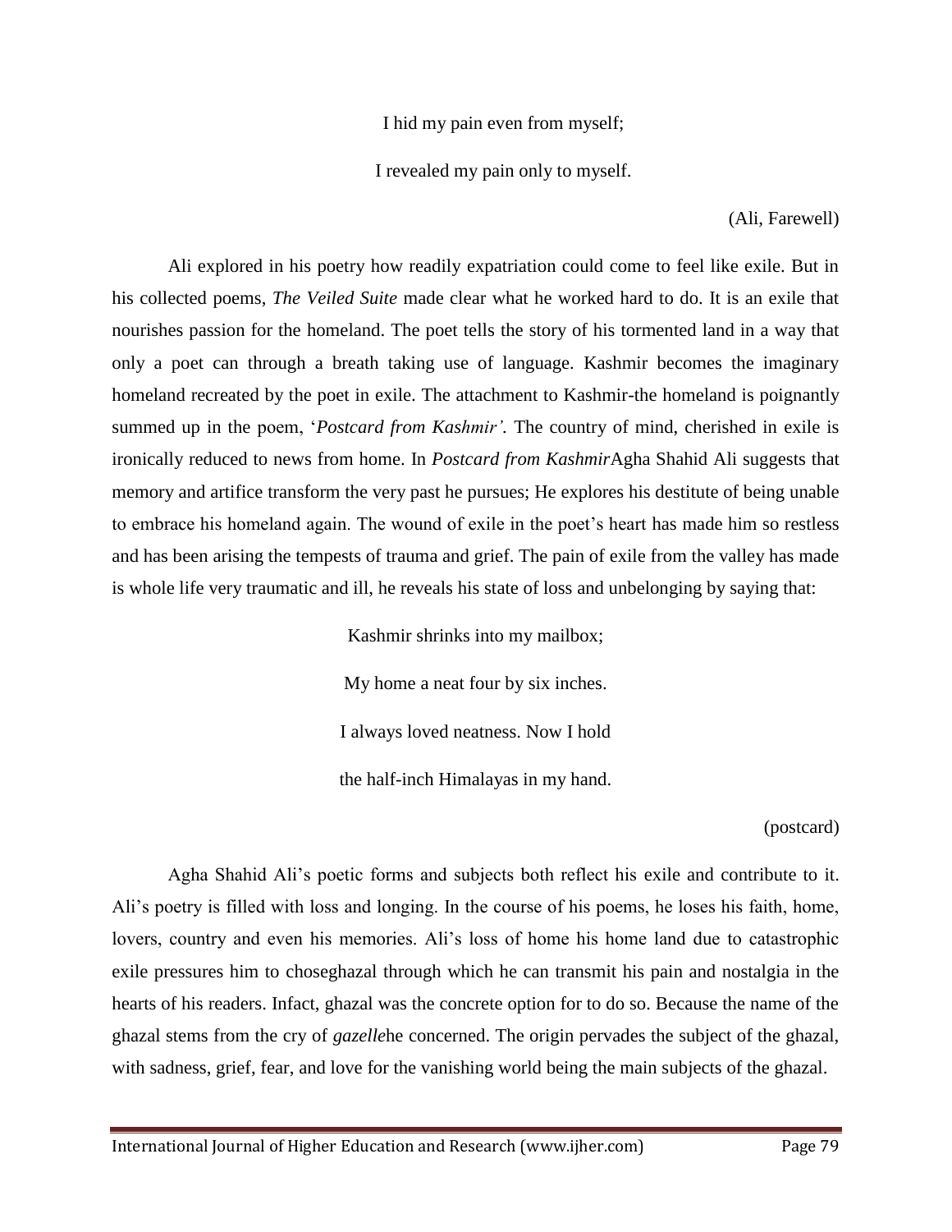I hid my pain even from myself;

I revealed my pain only to myself.

(Ali, Farewell)

Ali explored in his poetry how readily expatriation could come to feel like exile. But in his collected poems, *The Veiled Suite* made clear what he worked hard to do. It is an exile that nourishes passion for the homeland. The poet tells the story of his tormented land in a way that only a poet can through a breath taking use of language. Kashmir becomes the imaginary homeland recreated by the poet in exile. The attachment to Kashmir-the homeland is poignantly summed up in the poem, '*Postcard from Kashmir'*. The country of mind, cherished in exile is ironically reduced to news from home. In *Postcard from Kashmir*Agha Shahid Ali suggests that memory and artifice transform the very past he pursues; He explores his destitute of being unable to embrace his homeland again. The wound of exile in the poet's heart has made him so restless and has been arising the tempests of trauma and grief. The pain of exile from the valley has made is whole life very traumatic and ill, he reveals his state of loss and unbelonging by saying that:

Kashmir shrinks into my mailbox;

My home a neat four by six inches.

I always loved neatness. Now I hold

the half-inch Himalayas in my hand.

(postcard)

Agha Shahid Ali's poetic forms and subjects both reflect his exile and contribute to it. Ali's poetry is filled with loss and longing. In the course of his poems, he loses his faith, home, lovers, country and even his memories. Ali's loss of home his home land due to catastrophic exile pressures him to choseghazal through which he can transmit his pain and nostalgia in the hearts of his readers. Infact, ghazal was the concrete option for to do so. Because the name of the ghazal stems from the cry of *gazelle*he concerned. The origin pervades the subject of the ghazal, with sadness, grief, fear, and love for the vanishing world being the main subjects of the ghazal.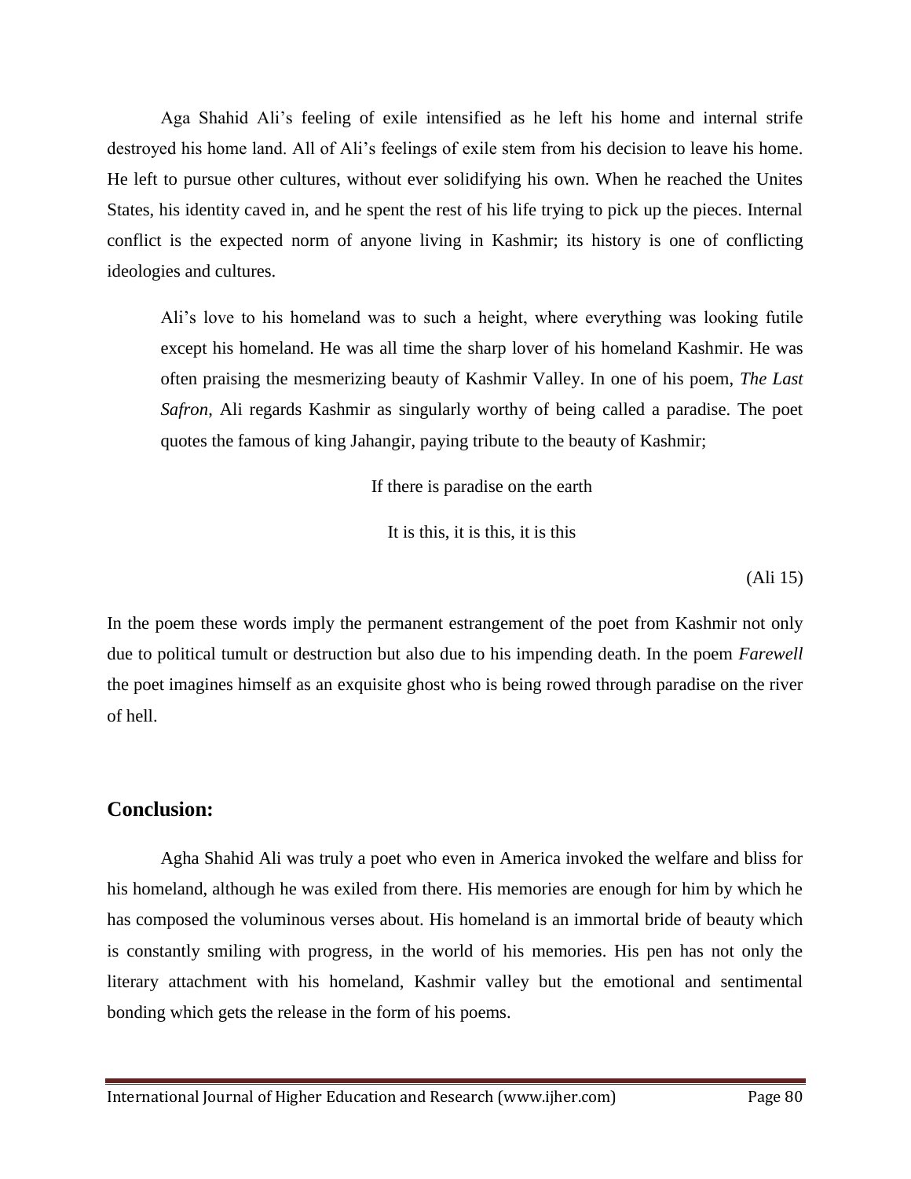Aga Shahid Ali's feeling of exile intensified as he left his home and internal strife destroyed his home land. All of Ali's feelings of exile stem from his decision to leave his home. He left to pursue other cultures, without ever solidifying his own. When he reached the Unites States, his identity caved in, and he spent the rest of his life trying to pick up the pieces. Internal conflict is the expected norm of anyone living in Kashmir; its history is one of conflicting ideologies and cultures.

> Ali's love to his homeland was to such a height, where everything was looking futile except his homeland. He was all time the sharp lover of his homeland Kashmir. He was often praising the mesmerizing beauty of Kashmir Valley. In one of his poem, *The Last Safron*, Ali regards Kashmir as singularly worthy of being called a paradise. The poet quotes the famous of king Jahangir, paying tribute to the beauty of Kashmir;
>
> If there is paradise on the earth
>
> It is this, it is this, it is this
>
> (Ali 15)

In the poem these words imply the permanent estrangement of the poet from Kashmir not only due to political tumult or destruction but also due to his impending death. In the poem *Farewell* the poet imagines himself as an exquisite ghost who is being rowed through paradise on the river of hell.

## Conclusion:

Agha Shahid Ali was truly a poet who even in America invoked the welfare and bliss for his homeland, although he was exiled from there. His memories are enough for him by which he has composed the voluminous verses about. His homeland is an immortal bride of beauty which is constantly smiling with progress, in the world of his memories. His pen has not only the literary attachment with his homeland, Kashmir valley but the emotional and sentimental bonding which gets the release in the form of his poems.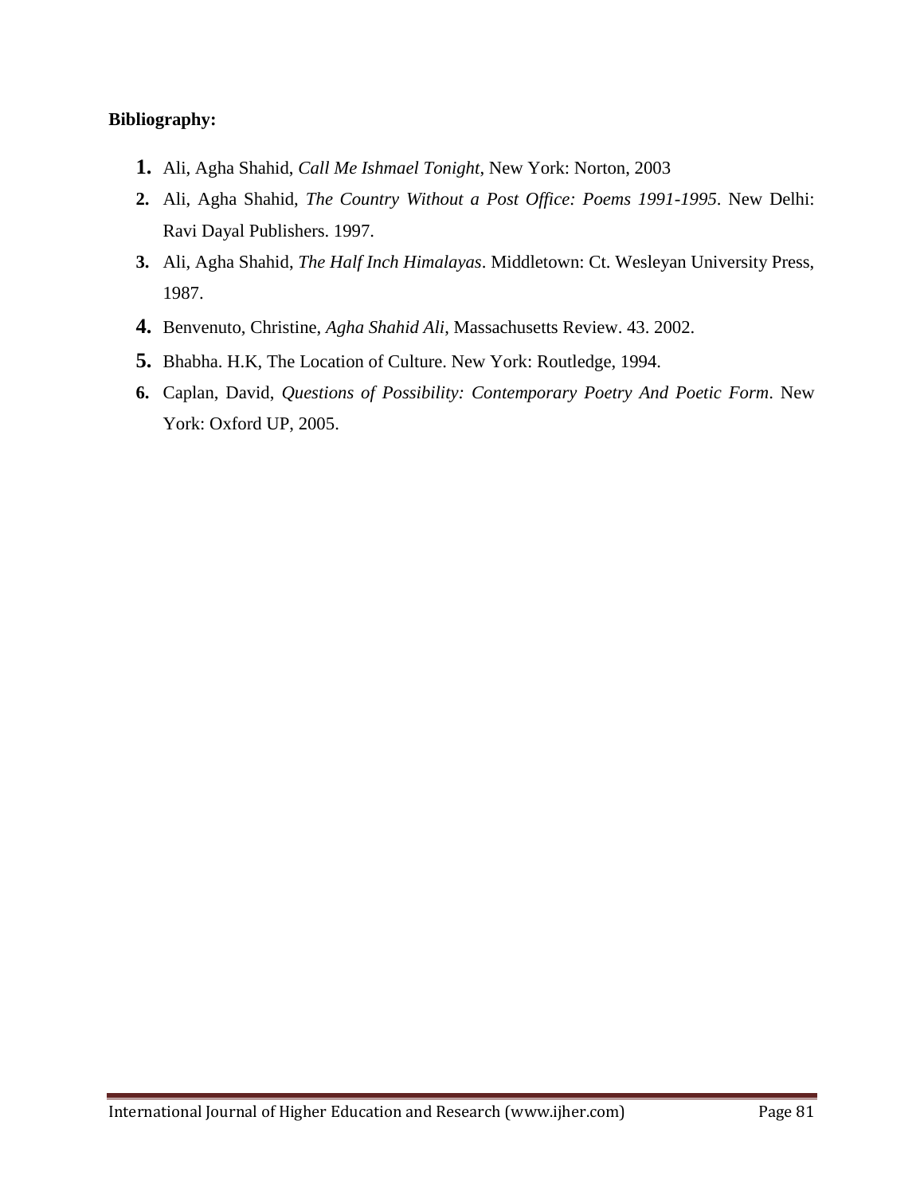**Bibliography:**

1. Ali, Agha Shahid, *Call Me Ishmael Tonight*, New York: Norton, 2003
2. Ali, Agha Shahid, *The Country Without a Post Office: Poems 1991-1995*. New Delhi: Ravi Dayal Publishers. 1997.
3. Ali, Agha Shahid, *The Half Inch Himalayas*. Middletown: Ct. Wesleyan University Press, 1987.
4. Benvenuto, Christine, *Agha Shahid Ali*, Massachusetts Review. 43. 2002.
5. Bhabha. H.K, The Location of Culture. New York: Routledge, 1994.
6. Caplan, David, *Questions of Possibility: Contemporary Poetry And Poetic Form*. New York: Oxford UP, 2005.